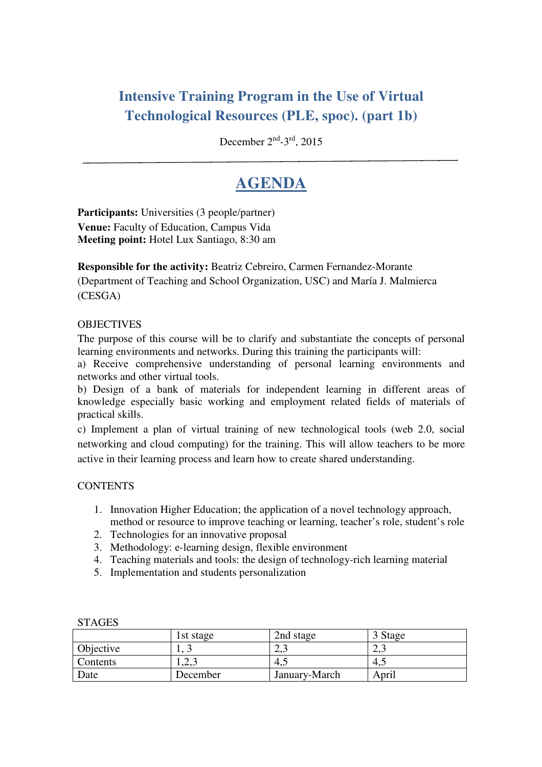# Intensive Training Program in the Use of Virtual Technological Resources (PLE, spoc). (part 1b)

December 2nd-3rd, 2015

---

## AGENDA

**Participants:** Universities (3 people/partner)
**Venue:** Faculty of Education, Campus Vida
**Meeting point:** Hotel Lux Santiago, 8:30 am

**Responsible for the activity:** Beatriz Cebreiro, Carmen Fernandez-Morante (Department of Teaching and School Organization, USC) and María J. Malmierca (CESGA)

OBJECTIVES

The purpose of this course will be to clarify and substantiate the concepts of personal learning environments and networks. During this training the participants will:

a) Receive comprehensive understanding of personal learning environments and networks and other virtual tools.

b) Design of a bank of materials for independent learning in different areas of knowledge especially basic working and employment related fields of materials of practical skills.

c) Implement a plan of virtual training of new technological tools (web 2.0, social networking and cloud computing) for the training. This will allow teachers to be more active in their learning process and learn how to create shared understanding.

CONTENTS

1. Innovation Higher Education; the application of a novel technology approach, method or resource to improve teaching or learning, teacher's role, student's role
2. Technologies for an innovative proposal
3. Methodology: e-learning design, flexible environment
4. Teaching materials and tools: the design of technology-rich learning material
5. Implementation and students personalization

STAGES

| | 1st stage | 2nd stage | 3 Stage |
|---|---|---|---|
| Objective | 1, 3 | 2,3 | 2,3 |
| Contents | 1,2,3 | 4,5 | 4,5 |
| Date | December | January-March | April |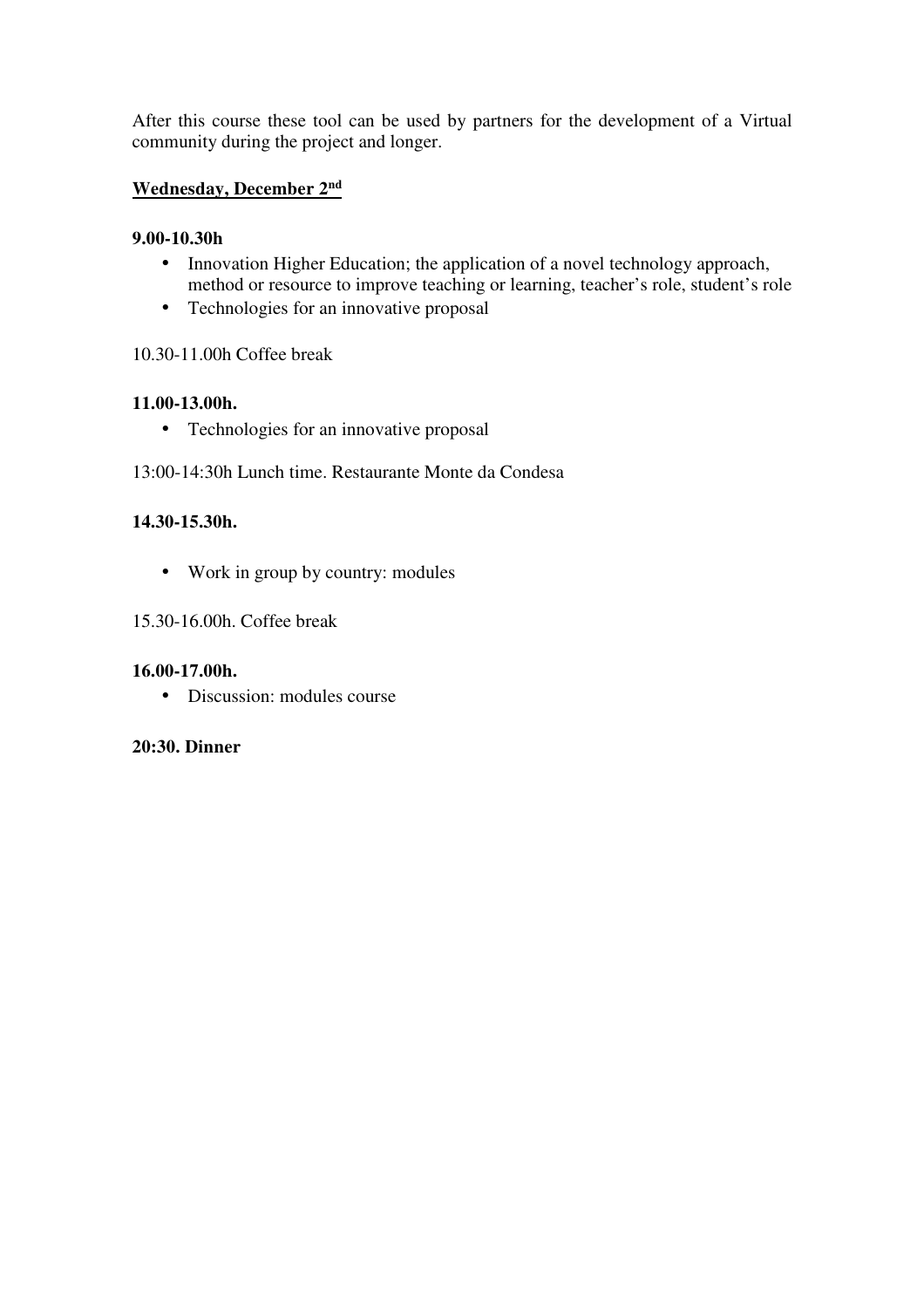After this course these tool can be used by partners for the development of a Virtual community during the project and longer.

**Wednesday, December 2nd**

**9.00-10.30h**

- Innovation Higher Education; the application of a novel technology approach, method or resource to improve teaching or learning, teacher's role, student's role
- Technologies for an innovative proposal

10.30-11.00h Coffee break

**11.00-13.00h.**

- Technologies for an innovative proposal

13:00-14:30h Lunch time. Restaurante Monte da Condesa

**14.30-15.30h.**

- Work in group by country: modules

15.30-16.00h. Coffee break

**16.00-17.00h.**

- Discussion: modules course

**20:30. Dinner**